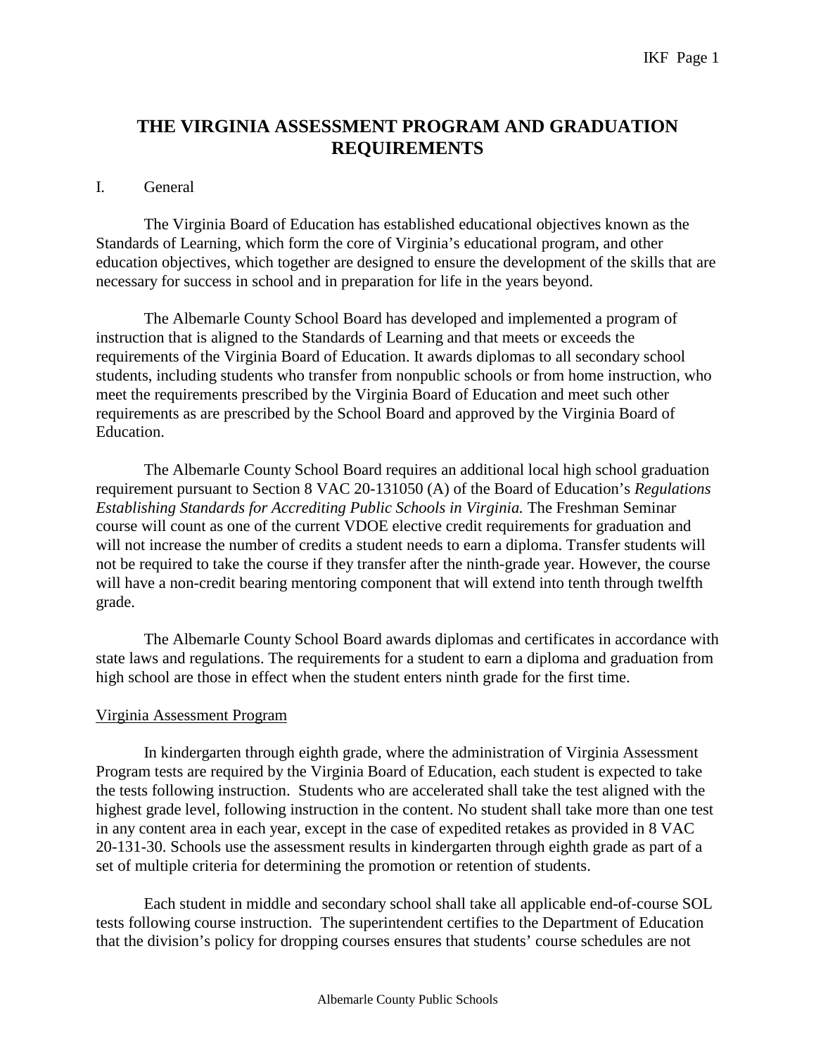# THE VIRGINIA ASSESSMENT PROGRAM AND GRADUATION REQUIREMENTS

I. General

The Virginia Board of Education has established educational objectives known as the Standards of Learning, which form the core of Virginia's educational program, and other education objectives, which together are designed to ensure the development of the skills that are necessary for success in school and in preparation for life in the years beyond.

The Albemarle County School Board has developed and implemented a program of instruction that is aligned to the Standards of Learning and that meets or exceeds the requirements of the Virginia Board of Education. It awards diplomas to all secondary school students, including students who transfer from nonpublic schools or from home instruction, who meet the requirements prescribed by the Virginia Board of Education and meet such other requirements as are prescribed by the School Board and approved by the Virginia Board of Education.

The Albemarle County School Board requires an additional local high school graduation requirement pursuant to Section 8 VAC 20-131050 (A) of the Board of Education's *Regulations Establishing Standards for Accrediting Public Schools in Virginia.* The Freshman Seminar course will count as one of the current VDOE elective credit requirements for graduation and will not increase the number of credits a student needs to earn a diploma. Transfer students will not be required to take the course if they transfer after the ninth-grade year. However, the course will have a non-credit bearing mentoring component that will extend into tenth through twelfth grade.

The Albemarle County School Board awards diplomas and certificates in accordance with state laws and regulations. The requirements for a student to earn a diploma and graduation from high school are those in effect when the student enters ninth grade for the first time.

<u>Virginia Assessment Program</u>

In kindergarten through eighth grade, where the administration of Virginia Assessment Program tests are required by the Virginia Board of Education, each student is expected to take the tests following instruction. Students who are accelerated shall take the test aligned with the highest grade level, following instruction in the content. No student shall take more than one test in any content area in each year, except in the case of expedited retakes as provided in 8 VAC 20-131-30. Schools use the assessment results in kindergarten through eighth grade as part of a set of multiple criteria for determining the promotion or retention of students.

Each student in middle and secondary school shall take all applicable end-of-course SOL tests following course instruction. The superintendent certifies to the Department of Education that the division's policy for dropping courses ensures that students' course schedules are not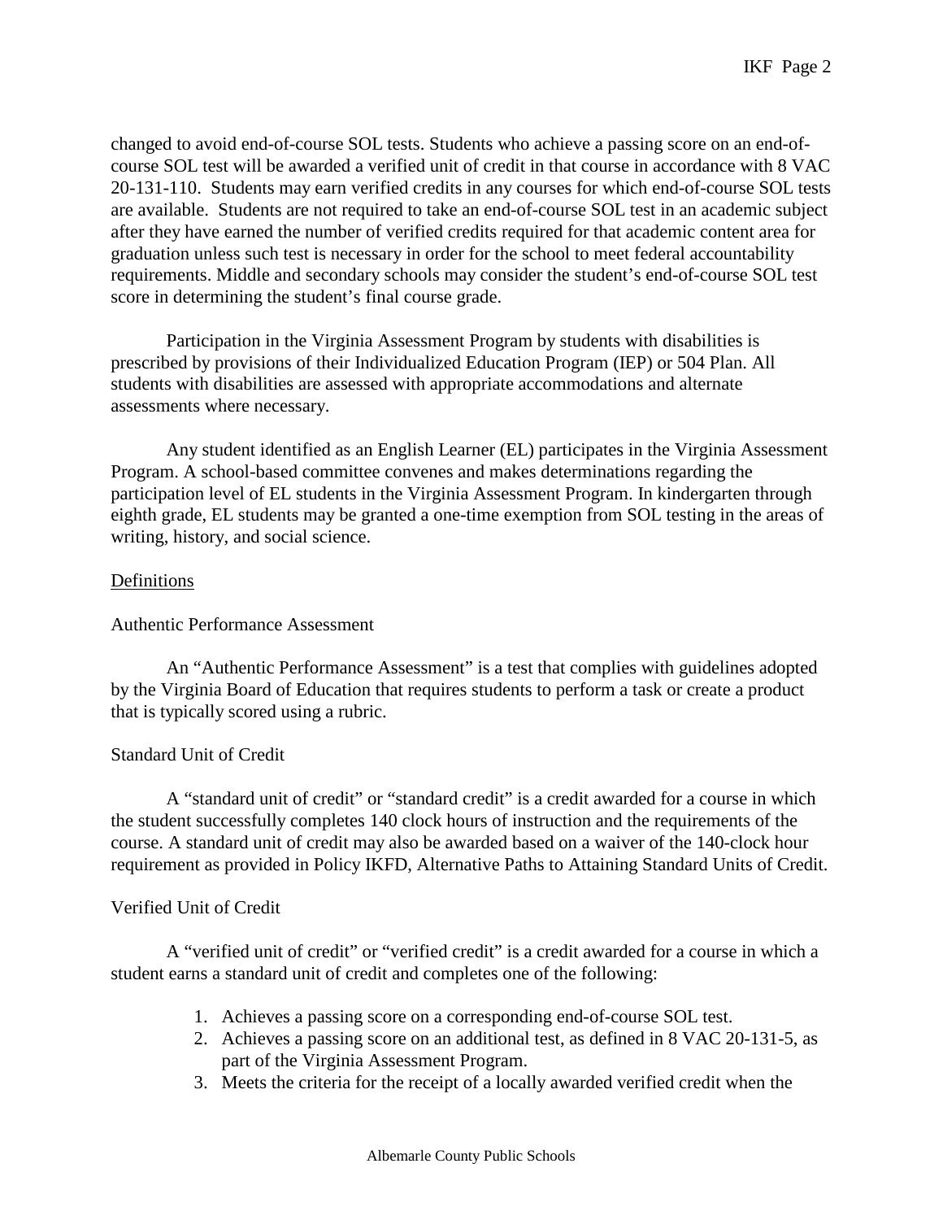changed to avoid end-of-course SOL tests. Students who achieve a passing score on an end-of-course SOL test will be awarded a verified unit of credit in that course in accordance with 8 VAC 20-131-110. Students may earn verified credits in any courses for which end-of-course SOL tests are available. Students are not required to take an end-of-course SOL test in an academic subject after they have earned the number of verified credits required for that academic content area for graduation unless such test is necessary in order for the school to meet federal accountability requirements. Middle and secondary schools may consider the student's end-of-course SOL test score in determining the student's final course grade.

Participation in the Virginia Assessment Program by students with disabilities is prescribed by provisions of their Individualized Education Program (IEP) or 504 Plan. All students with disabilities are assessed with appropriate accommodations and alternate assessments where necessary.

Any student identified as an English Learner (EL) participates in the Virginia Assessment Program. A school-based committee convenes and makes determinations regarding the participation level of EL students in the Virginia Assessment Program. In kindergarten through eighth grade, EL students may be granted a one-time exemption from SOL testing in the areas of writing, history, and social science.

## Definitions

### Authentic Performance Assessment

An "Authentic Performance Assessment" is a test that complies with guidelines adopted by the Virginia Board of Education that requires students to perform a task or create a product that is typically scored using a rubric.

### Standard Unit of Credit

A "standard unit of credit" or "standard credit" is a credit awarded for a course in which the student successfully completes 140 clock hours of instruction and the requirements of the course. A standard unit of credit may also be awarded based on a waiver of the 140-clock hour requirement as provided in Policy IKFD, Alternative Paths to Attaining Standard Units of Credit.

### Verified Unit of Credit

A "verified unit of credit" or "verified credit" is a credit awarded for a course in which a student earns a standard unit of credit and completes one of the following:

1. Achieves a passing score on a corresponding end-of-course SOL test.
2. Achieves a passing score on an additional test, as defined in 8 VAC 20-131-5, as part of the Virginia Assessment Program.
3. Meets the criteria for the receipt of a locally awarded verified credit when the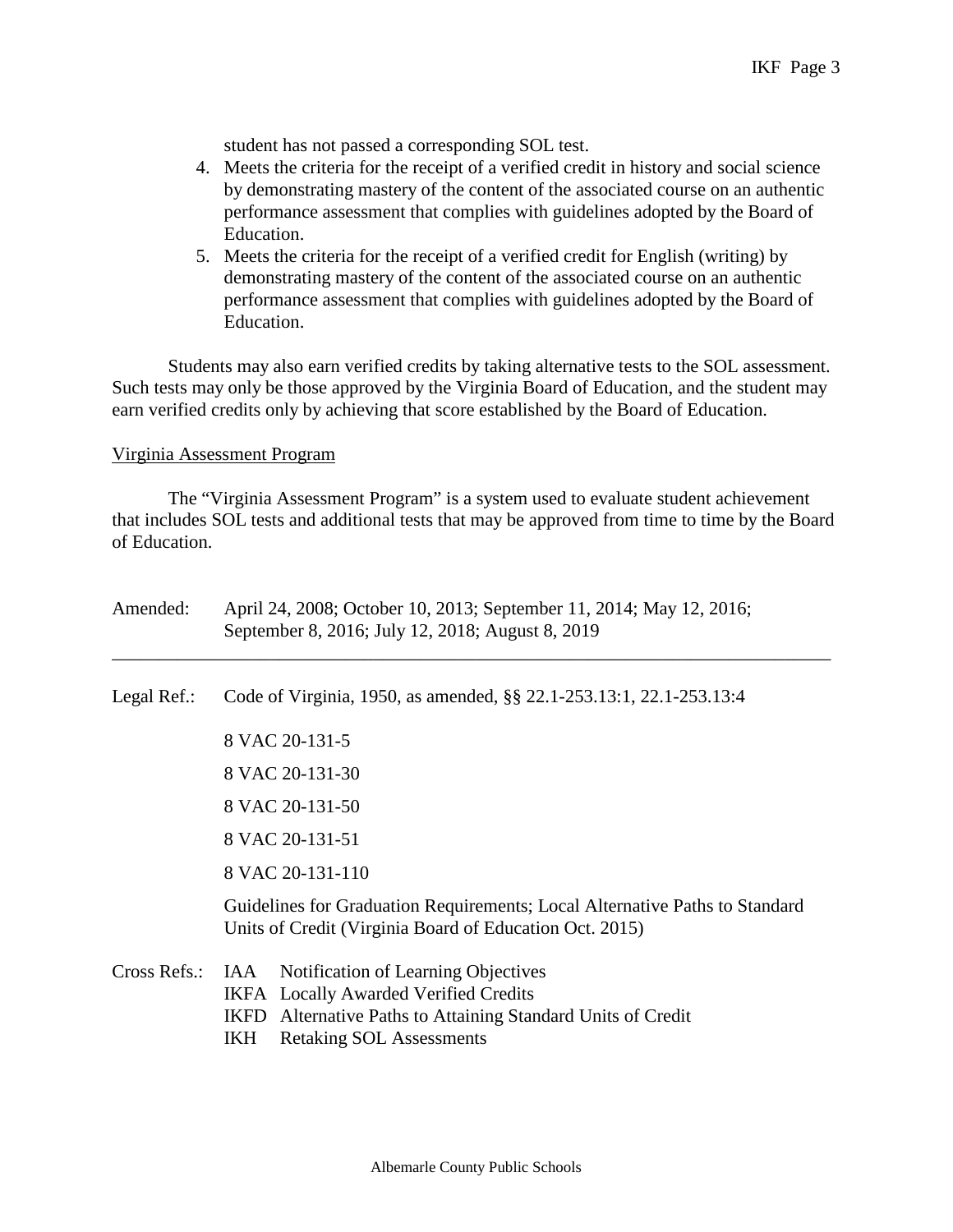student has not passed a corresponding SOL test.

4. Meets the criteria for the receipt of a verified credit in history and social science by demonstrating mastery of the content of the associated course on an authentic performance assessment that complies with guidelines adopted by the Board of Education.
5. Meets the criteria for the receipt of a verified credit for English (writing) by demonstrating mastery of the content of the associated course on an authentic performance assessment that complies with guidelines adopted by the Board of Education.

Students may also earn verified credits by taking alternative tests to the SOL assessment. Such tests may only be those approved by the Virginia Board of Education, and the student may earn verified credits only by achieving that score established by the Board of Education.

Virginia Assessment Program

The "Virginia Assessment Program" is a system used to evaluate student achievement that includes SOL tests and additional tests that may be approved from time to time by the Board of Education.

Amended: April 24, 2008; October 10, 2013; September 11, 2014; May 12, 2016; September 8, 2016; July 12, 2018; August 8, 2019

---

Legal Ref.: Code of Virginia, 1950, as amended, §§ 22.1-253.13:1, 22.1-253.13:4

8 VAC 20-131-5

8 VAC 20-131-30

8 VAC 20-131-50

8 VAC 20-131-51

8 VAC 20-131-110

Guidelines for Graduation Requirements; Local Alternative Paths to Standard Units of Credit (Virginia Board of Education Oct. 2015)

Cross Refs.:
IAA Notification of Learning Objectives
IKFA Locally Awarded Verified Credits
IKFD Alternative Paths to Attaining Standard Units of Credit
IKH Retaking SOL Assessments